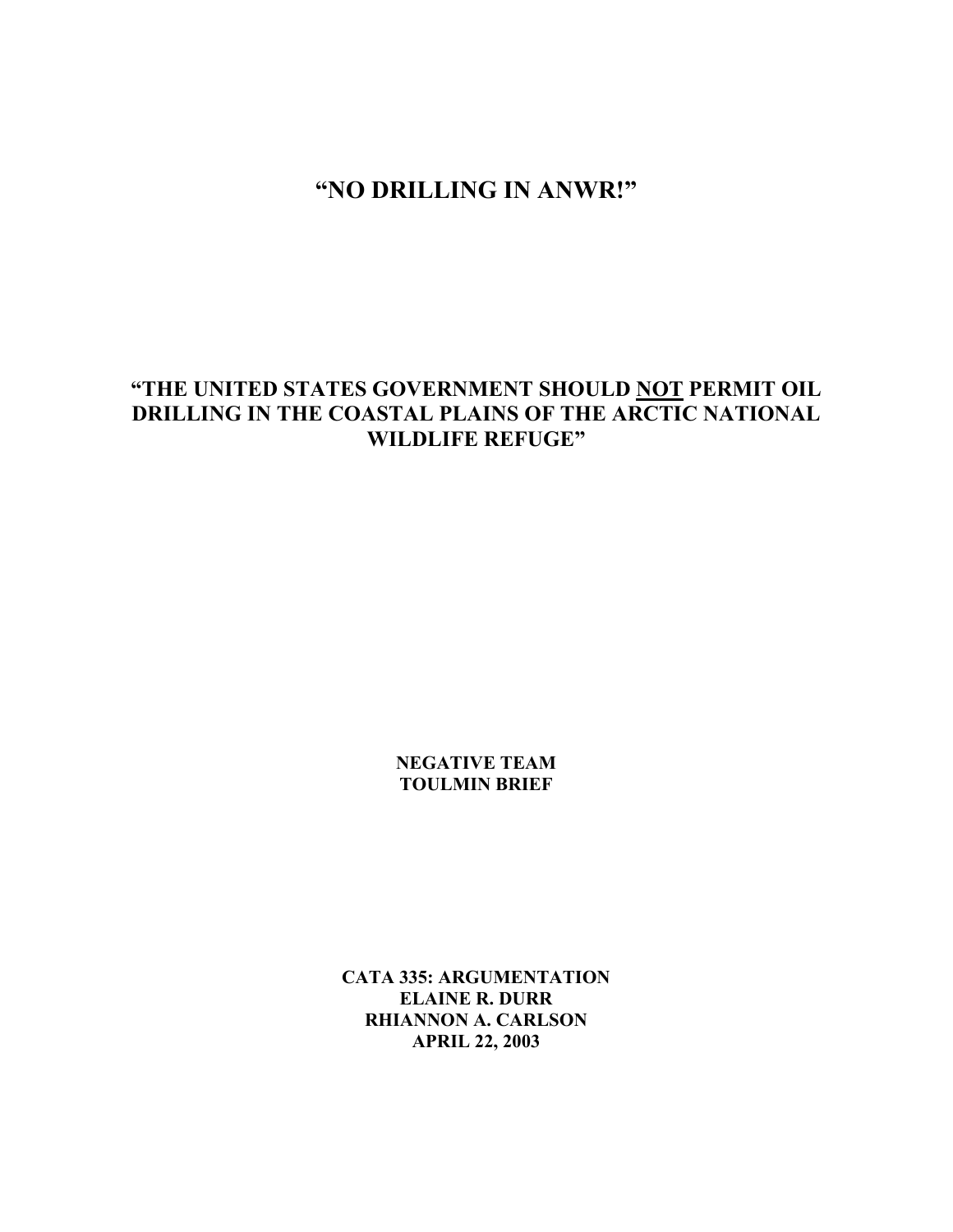# "NO DRILLING IN ANWR!"

## "THE UNITED STATES GOVERNMENT SHOULD <u>NOT</u> PERMIT OIL DRILLING IN THE COASTAL PLAINS OF THE ARCTIC NATIONAL WILDLIFE REFUGE"

**NEGATIVE TEAM**
**TOULMIN BRIEF**

**CATA 335: ARGUMENTATION**
**ELAINE R. DURR**
**RHIANNON A. CARLSON**
**APRIL 22, 2003**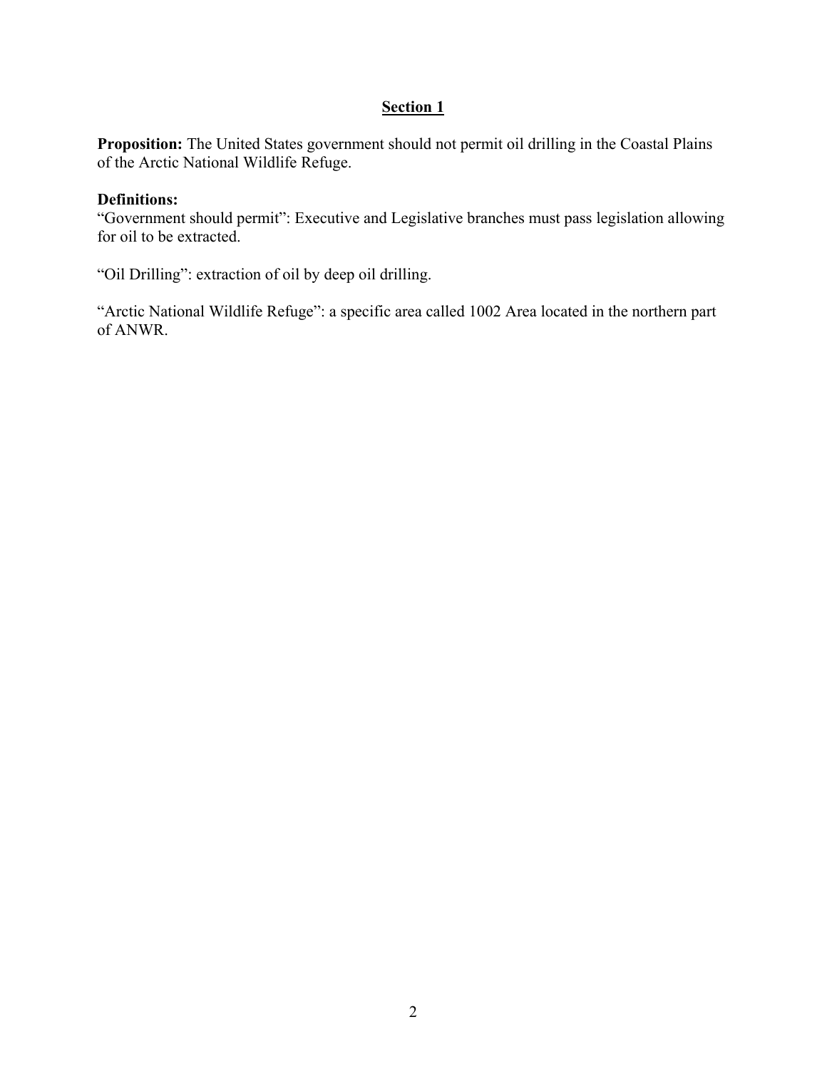## Section 1

**Proposition:** The United States government should not permit oil drilling in the Coastal Plains of the Arctic National Wildlife Refuge.

**Definitions:**

"Government should permit": Executive and Legislative branches must pass legislation allowing for oil to be extracted.

"Oil Drilling": extraction of oil by deep oil drilling.

"Arctic National Wildlife Refuge": a specific area called 1002 Area located in the northern part of ANWR.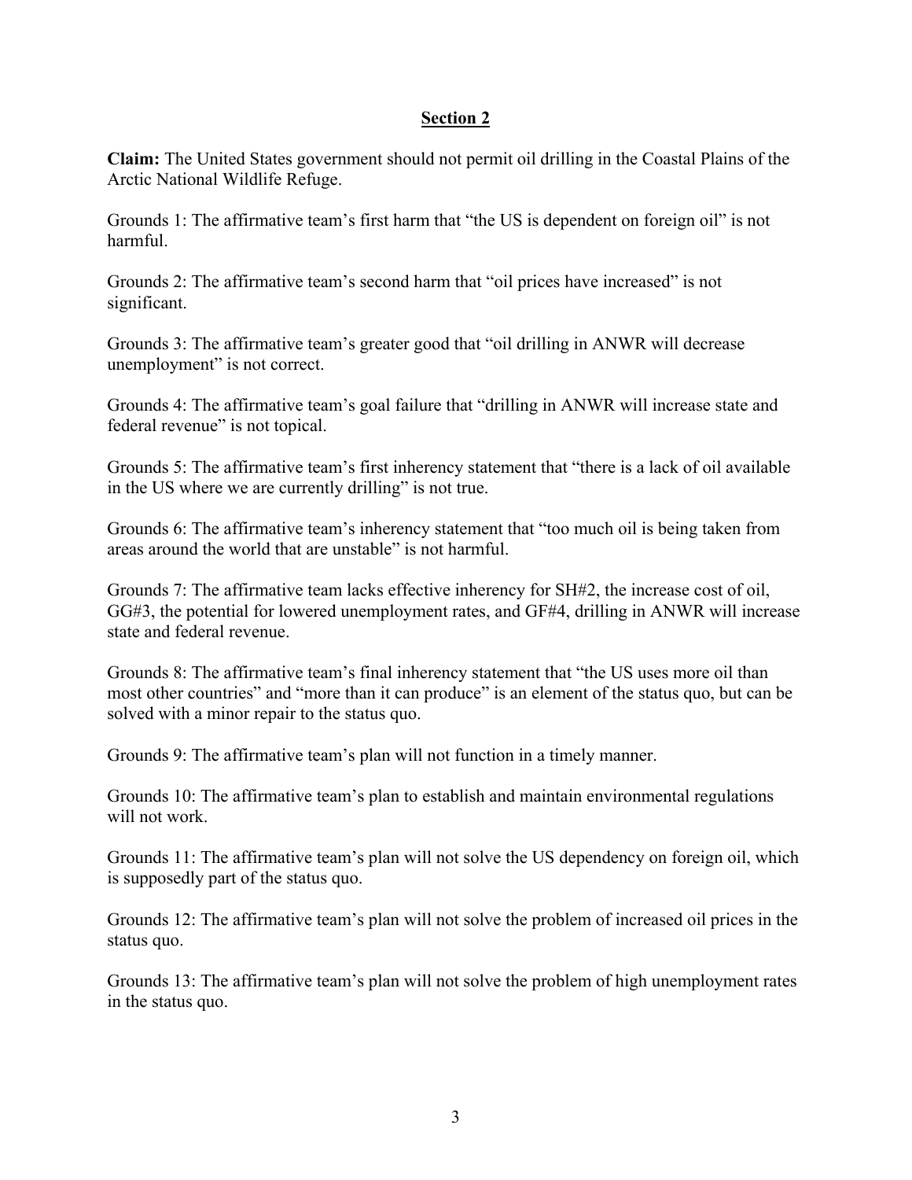## Section 2

**Claim:** The United States government should not permit oil drilling in the Coastal Plains of the Arctic National Wildlife Refuge.

Grounds 1: The affirmative team's first harm that "the US is dependent on foreign oil" is not harmful.

Grounds 2: The affirmative team's second harm that "oil prices have increased" is not significant.

Grounds 3: The affirmative team's greater good that "oil drilling in ANWR will decrease unemployment" is not correct.

Grounds 4: The affirmative team's goal failure that "drilling in ANWR will increase state and federal revenue" is not topical.

Grounds 5: The affirmative team's first inherency statement that "there is a lack of oil available in the US where we are currently drilling" is not true.

Grounds 6: The affirmative team's inherency statement that "too much oil is being taken from areas around the world that are unstable" is not harmful.

Grounds 7: The affirmative team lacks effective inherency for SH#2, the increase cost of oil, GG#3, the potential for lowered unemployment rates, and GF#4, drilling in ANWR will increase state and federal revenue.

Grounds 8: The affirmative team's final inherency statement that "the US uses more oil than most other countries" and "more than it can produce" is an element of the status quo, but can be solved with a minor repair to the status quo.

Grounds 9: The affirmative team's plan will not function in a timely manner.

Grounds 10: The affirmative team's plan to establish and maintain environmental regulations will not work.

Grounds 11: The affirmative team's plan will not solve the US dependency on foreign oil, which is supposedly part of the status quo.

Grounds 12: The affirmative team's plan will not solve the problem of increased oil prices in the status quo.

Grounds 13: The affirmative team's plan will not solve the problem of high unemployment rates in the status quo.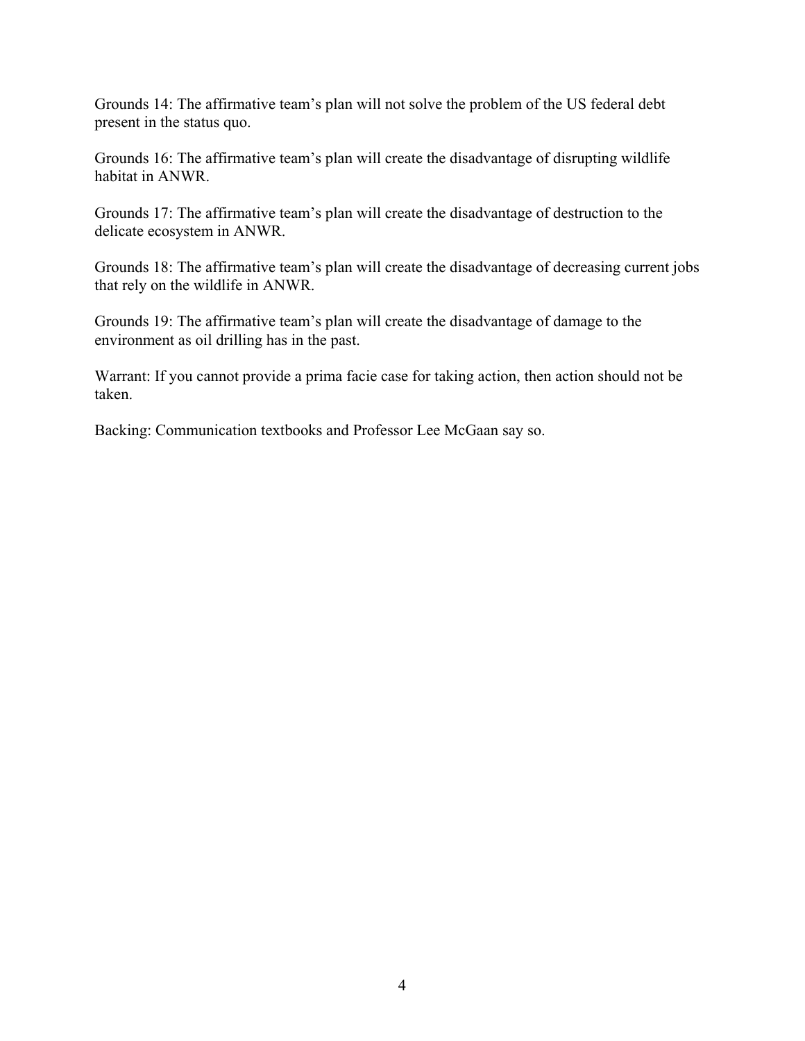Grounds 14: The affirmative team's plan will not solve the problem of the US federal debt present in the status quo.

Grounds 16: The affirmative team's plan will create the disadvantage of disrupting wildlife habitat in ANWR.

Grounds 17: The affirmative team's plan will create the disadvantage of destruction to the delicate ecosystem in ANWR.

Grounds 18: The affirmative team's plan will create the disadvantage of decreasing current jobs that rely on the wildlife in ANWR.

Grounds 19: The affirmative team's plan will create the disadvantage of damage to the environment as oil drilling has in the past.

Warrant: If you cannot provide a prima facie case for taking action, then action should not be taken.

Backing: Communication textbooks and Professor Lee McGaan say so.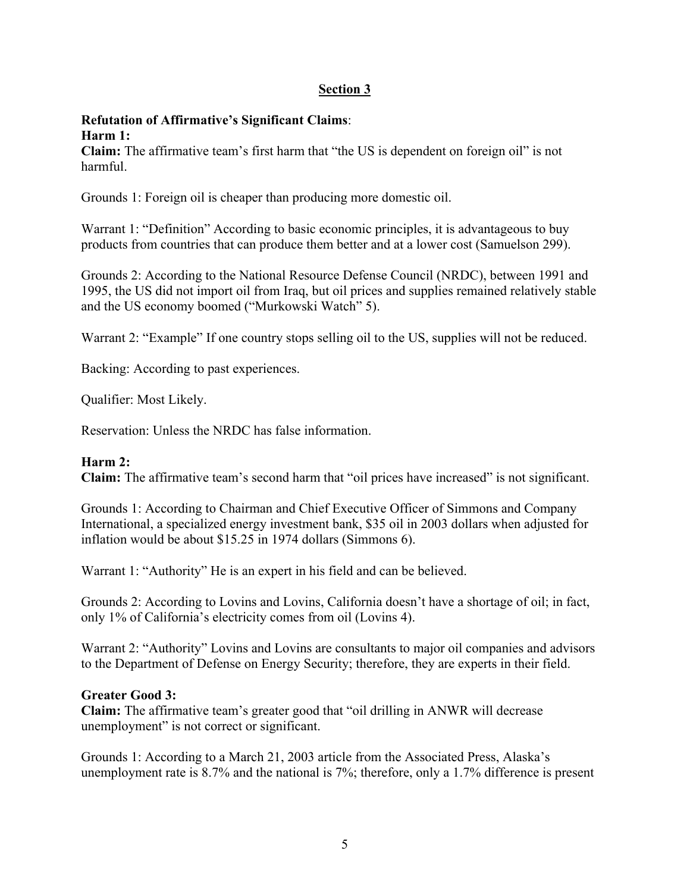## Section 3

**Refutation of Affirmative's Significant Claims**:

**Harm 1:**

**Claim:** The affirmative team's first harm that "the US is dependent on foreign oil" is not harmful.

Grounds 1: Foreign oil is cheaper than producing more domestic oil.

Warrant 1: "Definition" According to basic economic principles, it is advantageous to buy products from countries that can produce them better and at a lower cost (Samuelson 299).

Grounds 2: According to the National Resource Defense Council (NRDC), between 1991 and 1995, the US did not import oil from Iraq, but oil prices and supplies remained relatively stable and the US economy boomed ("Murkowski Watch" 5).

Warrant 2: "Example" If one country stops selling oil to the US, supplies will not be reduced.

Backing: According to past experiences.

Qualifier: Most Likely.

Reservation: Unless the NRDC has false information.

**Harm 2:**

**Claim:** The affirmative team's second harm that "oil prices have increased" is not significant.

Grounds 1: According to Chairman and Chief Executive Officer of Simmons and Company International, a specialized energy investment bank, $35 oil in 2003 dollars when adjusted for inflation would be about $15.25 in 1974 dollars (Simmons 6).

Warrant 1: "Authority" He is an expert in his field and can be believed.

Grounds 2: According to Lovins and Lovins, California doesn't have a shortage of oil; in fact, only 1% of California's electricity comes from oil (Lovins 4).

Warrant 2: "Authority" Lovins and Lovins are consultants to major oil companies and advisors to the Department of Defense on Energy Security; therefore, they are experts in their field.

**Greater Good 3:**

**Claim:** The affirmative team's greater good that "oil drilling in ANWR will decrease unemployment" is not correct or significant.

Grounds 1: According to a March 21, 2003 article from the Associated Press, Alaska's unemployment rate is 8.7% and the national is 7%; therefore, only a 1.7% difference is present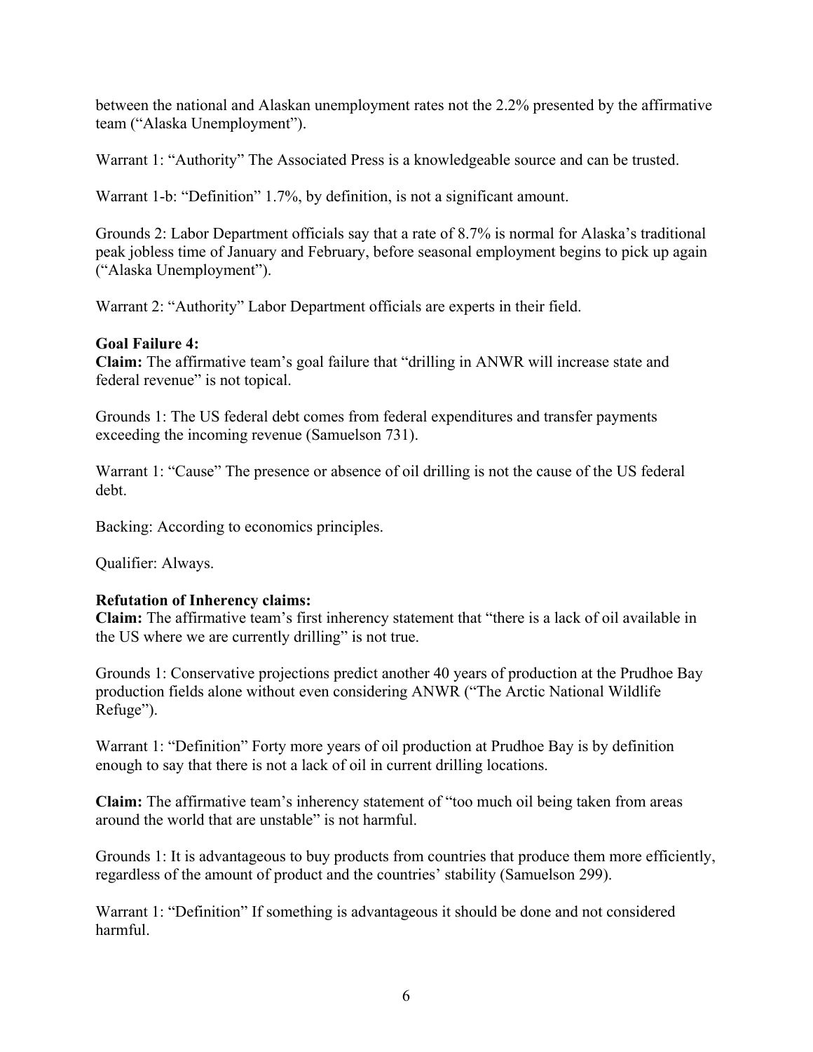between the national and Alaskan unemployment rates not the 2.2% presented by the affirmative team ("Alaska Unemployment").

Warrant 1: "Authority" The Associated Press is a knowledgeable source and can be trusted.

Warrant 1-b: "Definition" 1.7%, by definition, is not a significant amount.

Grounds 2: Labor Department officials say that a rate of 8.7% is normal for Alaska's traditional peak jobless time of January and February, before seasonal employment begins to pick up again ("Alaska Unemployment").

Warrant 2: "Authority" Labor Department officials are experts in their field.

**Goal Failure 4:**
**Claim:** The affirmative team's goal failure that "drilling in ANWR will increase state and federal revenue" is not topical.

Grounds 1: The US federal debt comes from federal expenditures and transfer payments exceeding the incoming revenue (Samuelson 731).

Warrant 1: "Cause" The presence or absence of oil drilling is not the cause of the US federal debt.

Backing: According to economics principles.

Qualifier: Always.

**Refutation of Inherency claims:**
**Claim:** The affirmative team's first inherency statement that "there is a lack of oil available in the US where we are currently drilling" is not true.

Grounds 1: Conservative projections predict another 40 years of production at the Prudhoe Bay production fields alone without even considering ANWR ("The Arctic National Wildlife Refuge").

Warrant 1: "Definition" Forty more years of oil production at Prudhoe Bay is by definition enough to say that there is not a lack of oil in current drilling locations.

**Claim:** The affirmative team's inherency statement of "too much oil being taken from areas around the world that are unstable" is not harmful.

Grounds 1: It is advantageous to buy products from countries that produce them more efficiently, regardless of the amount of product and the countries' stability (Samuelson 299).

Warrant 1: "Definition" If something is advantageous it should be done and not considered harmful.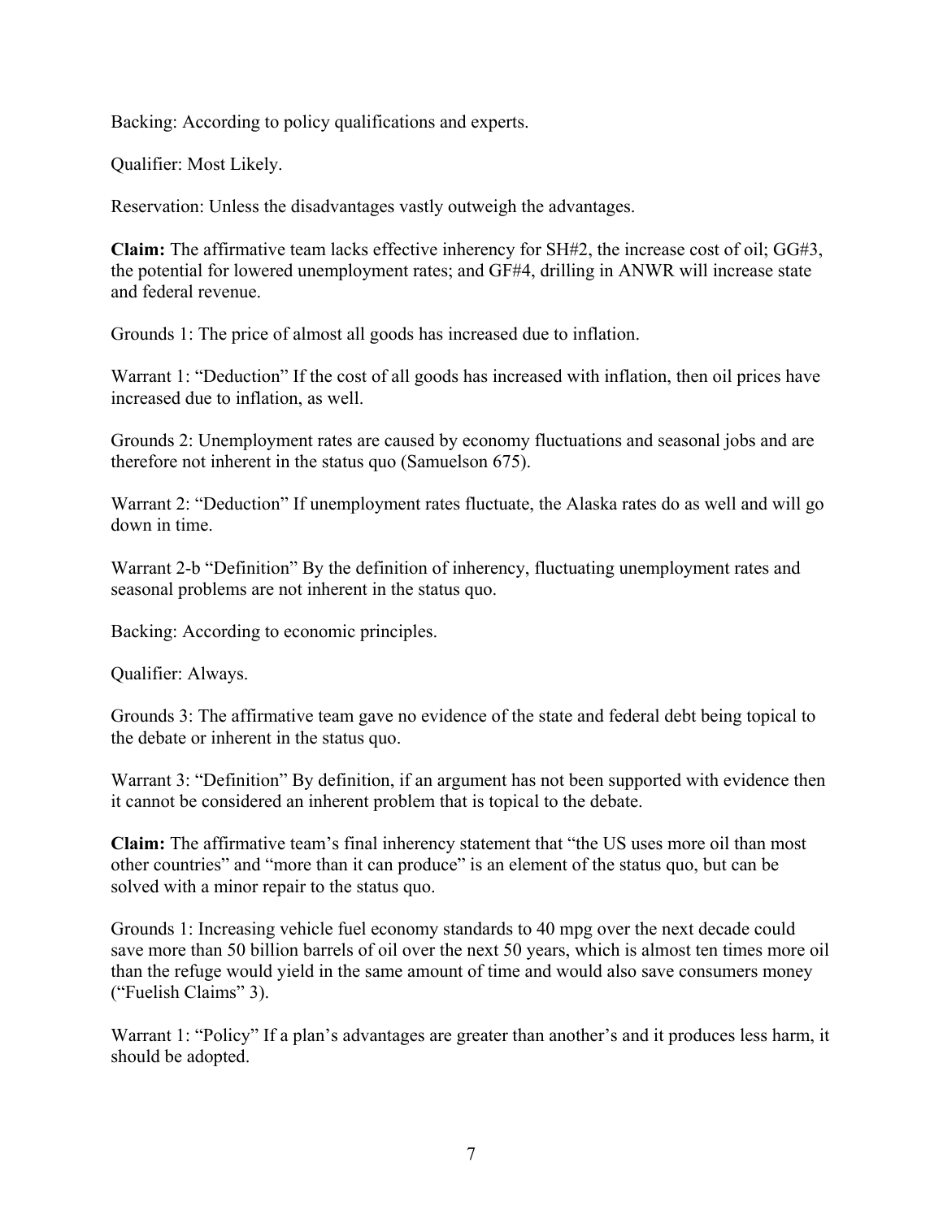Backing: According to policy qualifications and experts.

Qualifier: Most Likely.

Reservation: Unless the disadvantages vastly outweigh the advantages.

**Claim:** The affirmative team lacks effective inherency for SH#2, the increase cost of oil; GG#3, the potential for lowered unemployment rates; and GF#4, drilling in ANWR will increase state and federal revenue.

Grounds 1: The price of almost all goods has increased due to inflation.

Warrant 1: "Deduction" If the cost of all goods has increased with inflation, then oil prices have increased due to inflation, as well.

Grounds 2: Unemployment rates are caused by economy fluctuations and seasonal jobs and are therefore not inherent in the status quo (Samuelson 675).

Warrant 2: "Deduction" If unemployment rates fluctuate, the Alaska rates do as well and will go down in time.

Warrant 2-b "Definition" By the definition of inherency, fluctuating unemployment rates and seasonal problems are not inherent in the status quo.

Backing: According to economic principles.

Qualifier: Always.

Grounds 3: The affirmative team gave no evidence of the state and federal debt being topical to the debate or inherent in the status quo.

Warrant 3: "Definition" By definition, if an argument has not been supported with evidence then it cannot be considered an inherent problem that is topical to the debate.

**Claim:** The affirmative team's final inherency statement that "the US uses more oil than most other countries" and "more than it can produce" is an element of the status quo, but can be solved with a minor repair to the status quo.

Grounds 1: Increasing vehicle fuel economy standards to 40 mpg over the next decade could save more than 50 billion barrels of oil over the next 50 years, which is almost ten times more oil than the refuge would yield in the same amount of time and would also save consumers money ("Fuelish Claims" 3).

Warrant 1: "Policy" If a plan's advantages are greater than another's and it produces less harm, it should be adopted.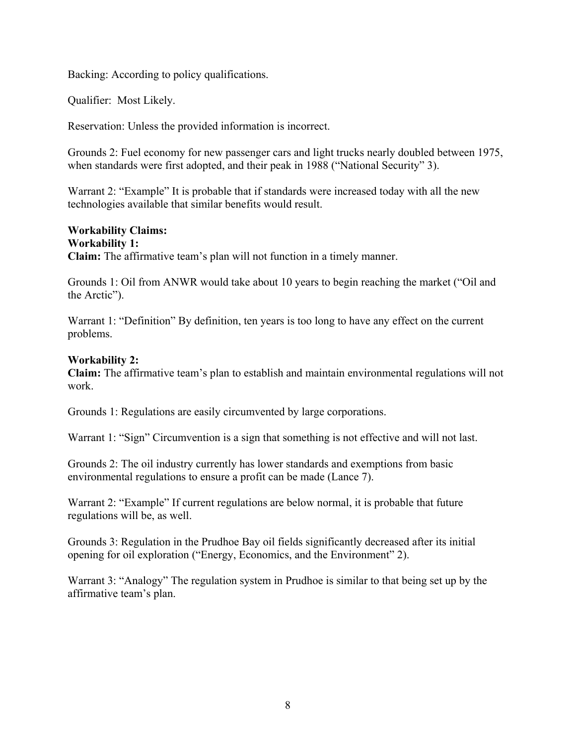Backing: According to policy qualifications.

Qualifier: Most Likely.

Reservation: Unless the provided information is incorrect.

Grounds 2: Fuel economy for new passenger cars and light trucks nearly doubled between 1975, when standards were first adopted, and their peak in 1988 ("National Security" 3).

Warrant 2: "Example" It is probable that if standards were increased today with all the new technologies available that similar benefits would result.

**Workability Claims:**

**Workability 1:**

**Claim:** The affirmative team's plan will not function in a timely manner.

Grounds 1: Oil from ANWR would take about 10 years to begin reaching the market ("Oil and the Arctic").

Warrant 1: "Definition" By definition, ten years is too long to have any effect on the current problems.

**Workability 2:**

**Claim:** The affirmative team's plan to establish and maintain environmental regulations will not work.

Grounds 1: Regulations are easily circumvented by large corporations.

Warrant 1: "Sign" Circumvention is a sign that something is not effective and will not last.

Grounds 2: The oil industry currently has lower standards and exemptions from basic environmental regulations to ensure a profit can be made (Lance 7).

Warrant 2: "Example" If current regulations are below normal, it is probable that future regulations will be, as well.

Grounds 3: Regulation in the Prudhoe Bay oil fields significantly decreased after its initial opening for oil exploration ("Energy, Economics, and the Environment" 2).

Warrant 3: "Analogy" The regulation system in Prudhoe is similar to that being set up by the affirmative team's plan.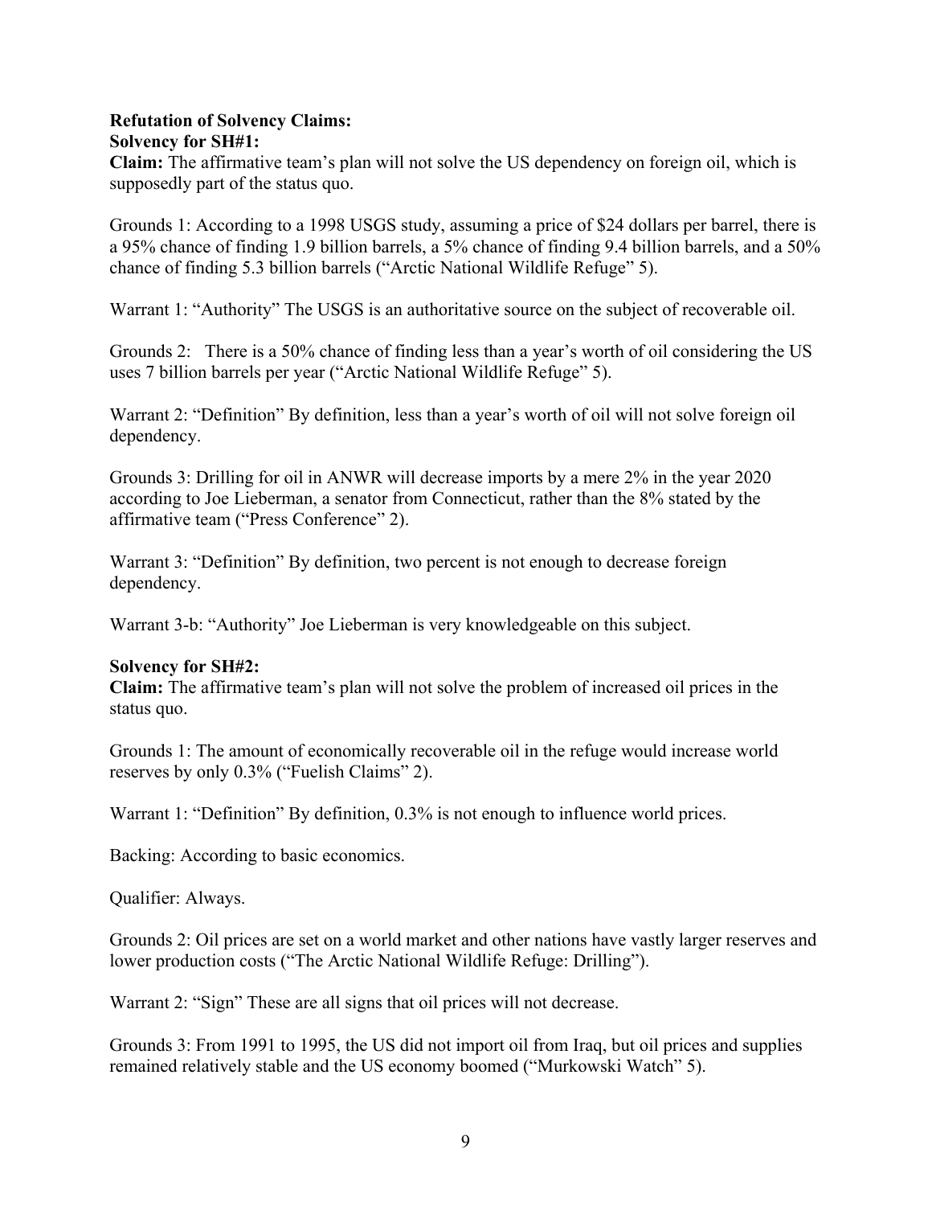**Refutation of Solvency Claims:**
**Solvency for SH#1:**
**Claim:** The affirmative team's plan will not solve the US dependency on foreign oil, which is supposedly part of the status quo.

Grounds 1: According to a 1998 USGS study, assuming a price of $24 dollars per barrel, there is a 95% chance of finding 1.9 billion barrels, a 5% chance of finding 9.4 billion barrels, and a 50% chance of finding 5.3 billion barrels ("Arctic National Wildlife Refuge" 5).

Warrant 1: "Authority" The USGS is an authoritative source on the subject of recoverable oil.

Grounds 2: There is a 50% chance of finding less than a year's worth of oil considering the US uses 7 billion barrels per year ("Arctic National Wildlife Refuge" 5).

Warrant 2: "Definition" By definition, less than a year's worth of oil will not solve foreign oil dependency.

Grounds 3: Drilling for oil in ANWR will decrease imports by a mere 2% in the year 2020 according to Joe Lieberman, a senator from Connecticut, rather than the 8% stated by the affirmative team ("Press Conference" 2).

Warrant 3: "Definition" By definition, two percent is not enough to decrease foreign dependency.

Warrant 3-b: "Authority" Joe Lieberman is very knowledgeable on this subject.

**Solvency for SH#2:**
**Claim:** The affirmative team's plan will not solve the problem of increased oil prices in the status quo.

Grounds 1: The amount of economically recoverable oil in the refuge would increase world reserves by only 0.3% ("Fuelish Claims" 2).

Warrant 1: "Definition" By definition, 0.3% is not enough to influence world prices.

Backing: According to basic economics.

Qualifier: Always.

Grounds 2: Oil prices are set on a world market and other nations have vastly larger reserves and lower production costs ("The Arctic National Wildlife Refuge: Drilling").

Warrant 2: "Sign" These are all signs that oil prices will not decrease.

Grounds 3: From 1991 to 1995, the US did not import oil from Iraq, but oil prices and supplies remained relatively stable and the US economy boomed ("Murkowski Watch" 5).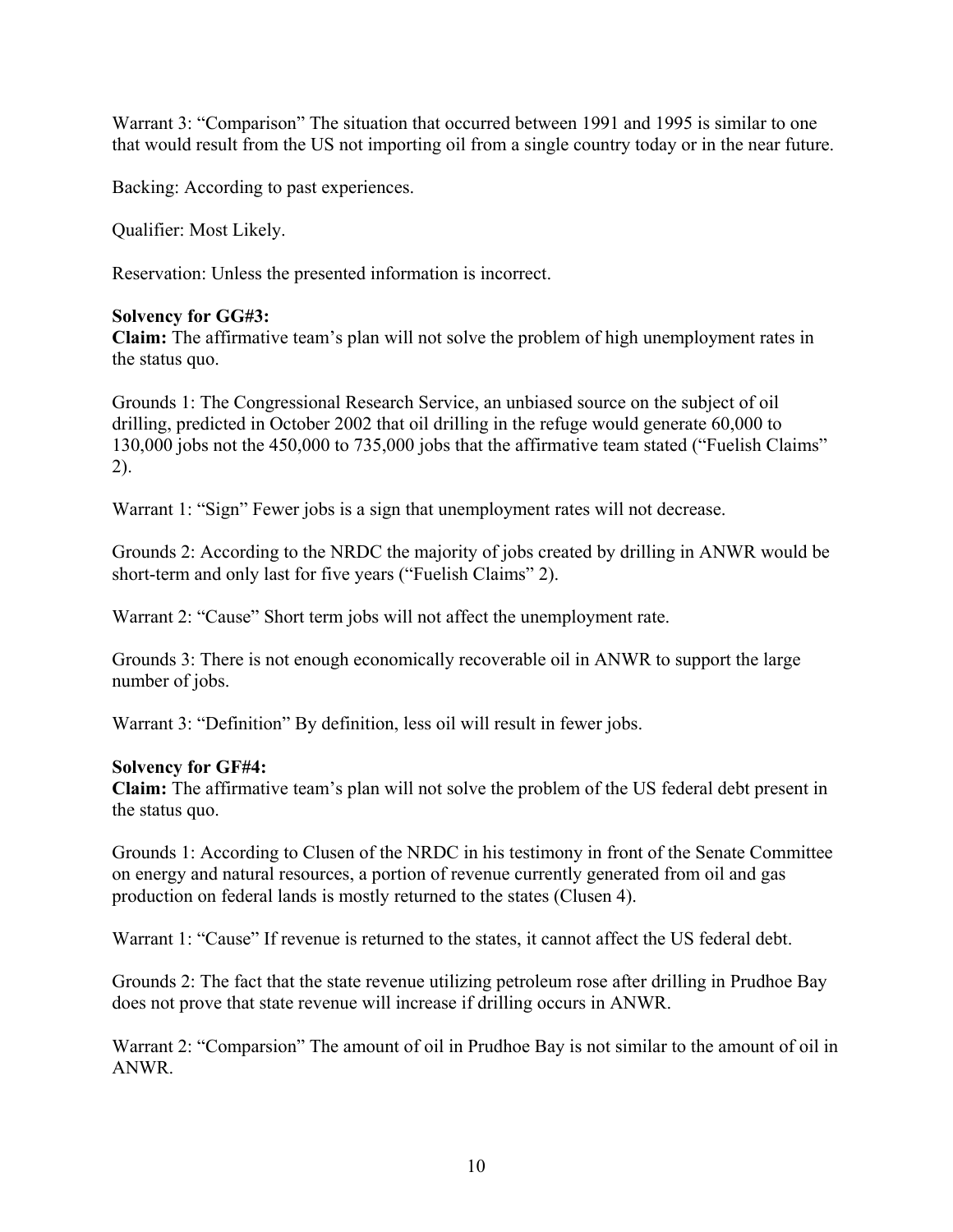Warrant 3: “Comparison” The situation that occurred between 1991 and 1995 is similar to one that would result from the US not importing oil from a single country today or in the near future.

Backing: According to past experiences.

Qualifier: Most Likely.

Reservation: Unless the presented information is incorrect.

**Solvency for GG#3:**
**Claim:** The affirmative team’s plan will not solve the problem of high unemployment rates in the status quo.

Grounds 1: The Congressional Research Service, an unbiased source on the subject of oil drilling, predicted in October 2002 that oil drilling in the refuge would generate 60,000 to 130,000 jobs not the 450,000 to 735,000 jobs that the affirmative team stated (“Fuelish Claims” 2).

Warrant 1: “Sign” Fewer jobs is a sign that unemployment rates will not decrease.

Grounds 2: According to the NRDC the majority of jobs created by drilling in ANWR would be short-term and only last for five years (“Fuelish Claims” 2).

Warrant 2: “Cause” Short term jobs will not affect the unemployment rate.

Grounds 3: There is not enough economically recoverable oil in ANWR to support the large number of jobs.

Warrant 3: “Definition” By definition, less oil will result in fewer jobs.

**Solvency for GF#4:**
**Claim:** The affirmative team’s plan will not solve the problem of the US federal debt present in the status quo.

Grounds 1: According to Clusen of the NRDC in his testimony in front of the Senate Committee on energy and natural resources, a portion of revenue currently generated from oil and gas production on federal lands is mostly returned to the states (Clusen 4).

Warrant 1: “Cause” If revenue is returned to the states, it cannot affect the US federal debt.

Grounds 2: The fact that the state revenue utilizing petroleum rose after drilling in Prudhoe Bay does not prove that state revenue will increase if drilling occurs in ANWR.

Warrant 2: “Comparsion” The amount of oil in Prudhoe Bay is not similar to the amount of oil in ANWR.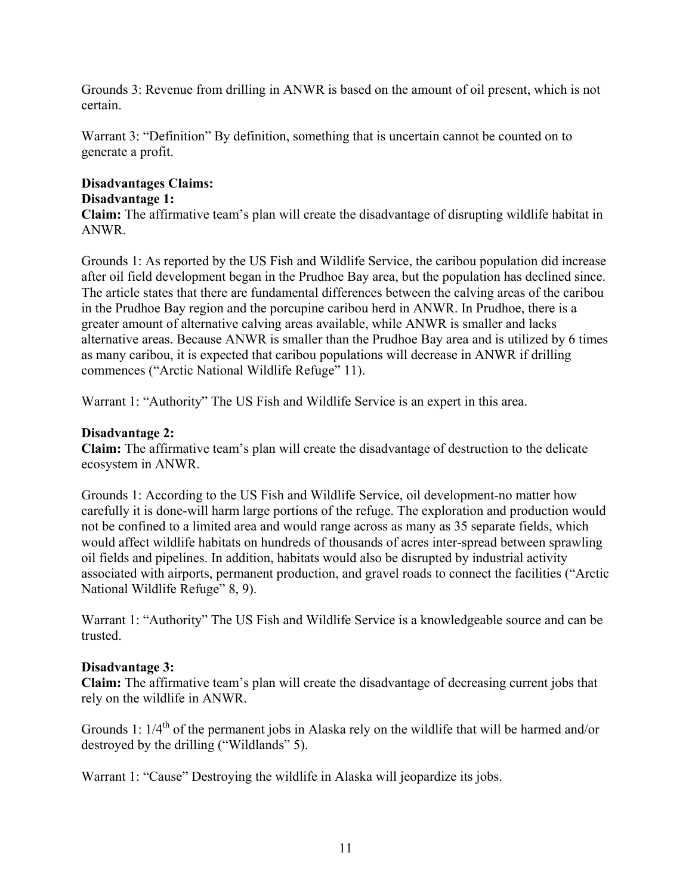Grounds 3: Revenue from drilling in ANWR is based on the amount of oil present, which is not certain.

Warrant 3: "Definition" By definition, something that is uncertain cannot be counted on to generate a profit.

**Disadvantages Claims:**

**Disadvantage 1:**

**Claim:** The affirmative team's plan will create the disadvantage of disrupting wildlife habitat in ANWR.

Grounds 1: As reported by the US Fish and Wildlife Service, the caribou population did increase after oil field development began in the Prudhoe Bay area, but the population has declined since. The article states that there are fundamental differences between the calving areas of the caribou in the Prudhoe Bay region and the porcupine caribou herd in ANWR. In Prudhoe, there is a greater amount of alternative calving areas available, while ANWR is smaller and lacks alternative areas. Because ANWR is smaller than the Prudhoe Bay area and is utilized by 6 times as many caribou, it is expected that caribou populations will decrease in ANWR if drilling commences ("Arctic National Wildlife Refuge" 11).

Warrant 1: "Authority" The US Fish and Wildlife Service is an expert in this area.

**Disadvantage 2:**

**Claim:** The affirmative team's plan will create the disadvantage of destruction to the delicate ecosystem in ANWR.

Grounds 1: According to the US Fish and Wildlife Service, oil development-no matter how carefully it is done-will harm large portions of the refuge. The exploration and production would not be confined to a limited area and would range across as many as 35 separate fields, which would affect wildlife habitats on hundreds of thousands of acres inter-spread between sprawling oil fields and pipelines. In addition, habitats would also be disrupted by industrial activity associated with airports, permanent production, and gravel roads to connect the facilities ("Arctic National Wildlife Refuge" 8, 9).

Warrant 1: "Authority" The US Fish and Wildlife Service is a knowledgeable source and can be trusted.

**Disadvantage 3:**

**Claim:** The affirmative team's plan will create the disadvantage of decreasing current jobs that rely on the wildlife in ANWR.

Grounds 1: 1/4th of the permanent jobs in Alaska rely on the wildlife that will be harmed and/or destroyed by the drilling ("Wildlands" 5).

Warrant 1: "Cause" Destroying the wildlife in Alaska will jeopardize its jobs.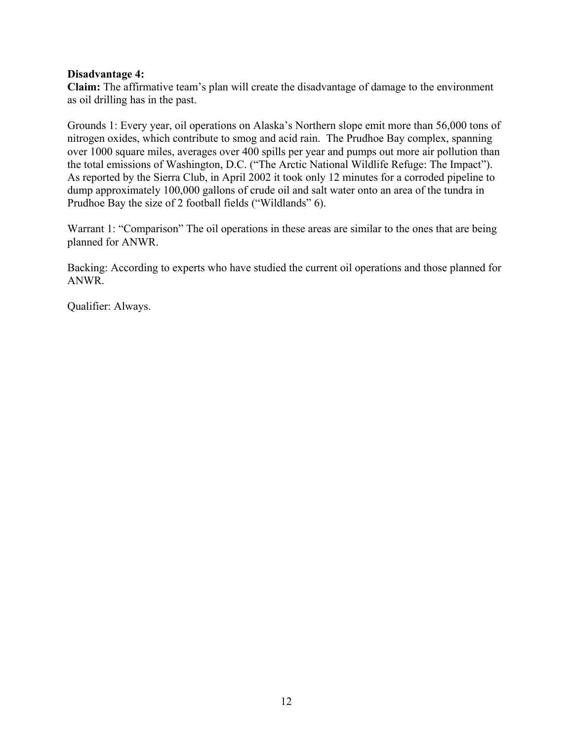**Disadvantage 4:**
**Claim:** The affirmative team's plan will create the disadvantage of damage to the environment as oil drilling has in the past.

Grounds 1: Every year, oil operations on Alaska's Northern slope emit more than 56,000 tons of nitrogen oxides, which contribute to smog and acid rain. The Prudhoe Bay complex, spanning over 1000 square miles, averages over 400 spills per year and pumps out more air pollution than the total emissions of Washington, D.C. ("The Arctic National Wildlife Refuge: The Impact"). As reported by the Sierra Club, in April 2002 it took only 12 minutes for a corroded pipeline to dump approximately 100,000 gallons of crude oil and salt water onto an area of the tundra in Prudhoe Bay the size of 2 football fields ("Wildlands" 6).

Warrant 1: "Comparison" The oil operations in these areas are similar to the ones that are being planned for ANWR.

Backing: According to experts who have studied the current oil operations and those planned for ANWR.

Qualifier: Always.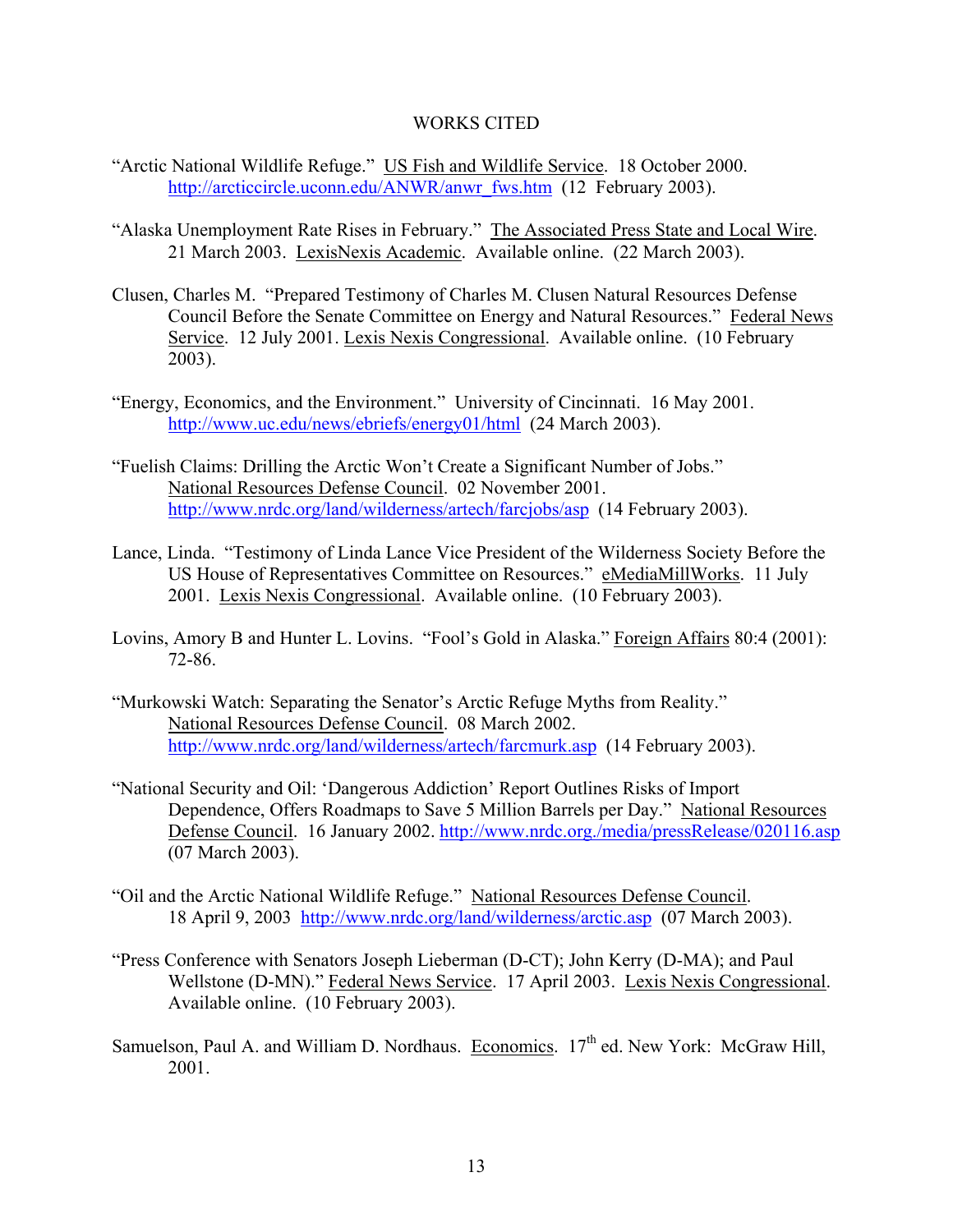# WORKS CITED

"Arctic National Wildlife Refuge." US Fish and Wildlife Service. 18 October 2000. http://arcticcircle.uconn.edu/ANWR/anwr_fws.htm (12 February 2003).

"Alaska Unemployment Rate Rises in February." The Associated Press State and Local Wire. 21 March 2003. LexisNexis Academic. Available online. (22 March 2003).

Clusen, Charles M. "Prepared Testimony of Charles M. Clusen Natural Resources Defense Council Before the Senate Committee on Energy and Natural Resources." Federal News Service. 12 July 2001. Lexis Nexis Congressional. Available online. (10 February 2003).

"Energy, Economics, and the Environment." University of Cincinnati. 16 May 2001. http://www.uc.edu/news/ebriefs/energy01/html (24 March 2003).

"Fuelish Claims: Drilling the Arctic Won't Create a Significant Number of Jobs." National Resources Defense Council. 02 November 2001. http://www.nrdc.org/land/wilderness/artech/farcjobs/asp (14 February 2003).

Lance, Linda. "Testimony of Linda Lance Vice President of the Wilderness Society Before the US House of Representatives Committee on Resources." eMediaMillWorks. 11 July 2001. Lexis Nexis Congressional. Available online. (10 February 2003).

Lovins, Amory B and Hunter L. Lovins. "Fool's Gold in Alaska." Foreign Affairs 80:4 (2001): 72-86.

"Murkowski Watch: Separating the Senator's Arctic Refuge Myths from Reality." National Resources Defense Council. 08 March 2002. http://www.nrdc.org/land/wilderness/artech/farcmurk.asp (14 February 2003).

"National Security and Oil: 'Dangerous Addiction' Report Outlines Risks of Import Dependence, Offers Roadmaps to Save 5 Million Barrels per Day." National Resources Defense Council. 16 January 2002. http://www.nrdc.org./media/pressRelease/020116.asp (07 March 2003).

"Oil and the Arctic National Wildlife Refuge." National Resources Defense Council. 18 April 9, 2003 http://www.nrdc.org/land/wilderness/arctic.asp (07 March 2003).

"Press Conference with Senators Joseph Lieberman (D-CT); John Kerry (D-MA); and Paul Wellstone (D-MN)." Federal News Service. 17 April 2003. Lexis Nexis Congressional. Available online. (10 February 2003).

Samuelson, Paul A. and William D. Nordhaus. Economics. 17th ed. New York: McGraw Hill, 2001.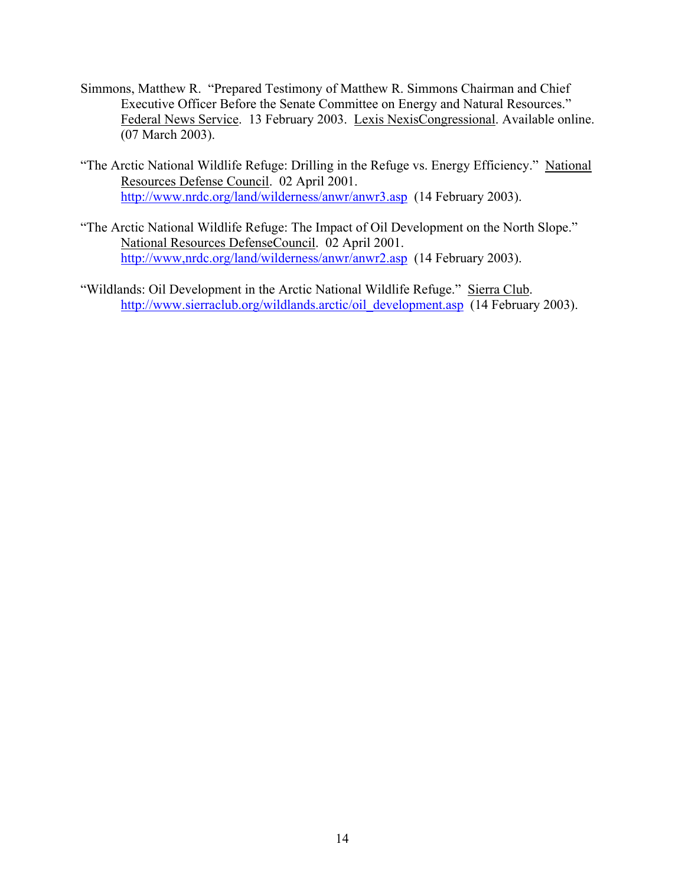Simmons, Matthew R. "Prepared Testimony of Matthew R. Simmons Chairman and Chief Executive Officer Before the Senate Committee on Energy and Natural Resources." Federal News Service. 13 February 2003. Lexis NexisCongressional. Available online. (07 March 2003).

"The Arctic National Wildlife Refuge: Drilling in the Refuge vs. Energy Efficiency." National Resources Defense Council. 02 April 2001. http://www.nrdc.org/land/wilderness/anwr/anwr3.asp (14 February 2003).

"The Arctic National Wildlife Refuge: The Impact of Oil Development on the North Slope." National Resources DefenseCouncil. 02 April 2001. http://www,nrdc.org/land/wilderness/anwr/anwr2.asp (14 February 2003).

"Wildlands: Oil Development in the Arctic National Wildlife Refuge." Sierra Club. http://www.sierraclub.org/wildlands.arctic/oil_development.asp (14 February 2003).